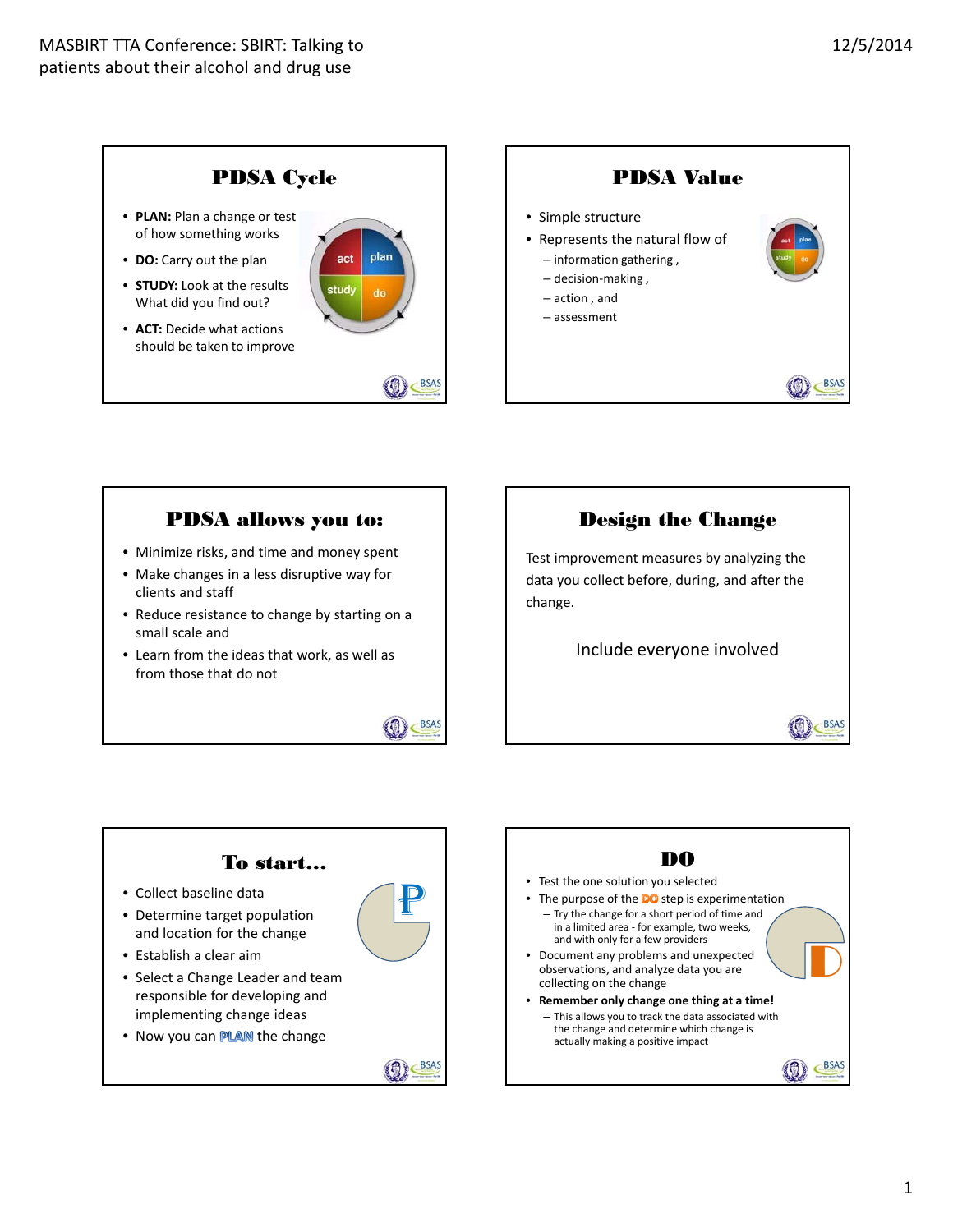## PDSA Cycle

- **PLAN:** Plan a change or test of how something works
- **DO:** Carry out the plan
- **STUDY:** Look at the results What did you find out?
- **ACT:** Decide what actions should be taken to improve

## PDSA Value

- Simple structure
- Represents the natural flow of
  - information gathering ,
  - decision-making ,
  - action , and
  - assessment

## PDSA allows you to:

- Minimize risks, and time and money spent
- Make changes in a less disruptive way for clients and staff
- Reduce resistance to change by starting on a small scale and
- Learn from the ideas that work, as well as from those that do not

## Design the Change

Test improvement measures by analyzing the data you collect before, during, and after the change.

Include everyone involved

## To start…

- Collect baseline data
- Determine target population and location for the change
- Establish a clear aim
- Select a Change Leader and team responsible for developing and implementing change ideas
- Now you can PLAN the change

## DO

- Test the one solution you selected
- The purpose of the DO step is experimentation
  - Try the change for a short period of time and in a limited area - for example, two weeks, and with only for a few providers
- Document any problems and unexpected observations, and analyze data you are collecting on the change
- **Remember only change one thing at a time!**
  - This allows you to track the data associated with the change and determine which change is actually making a positive impact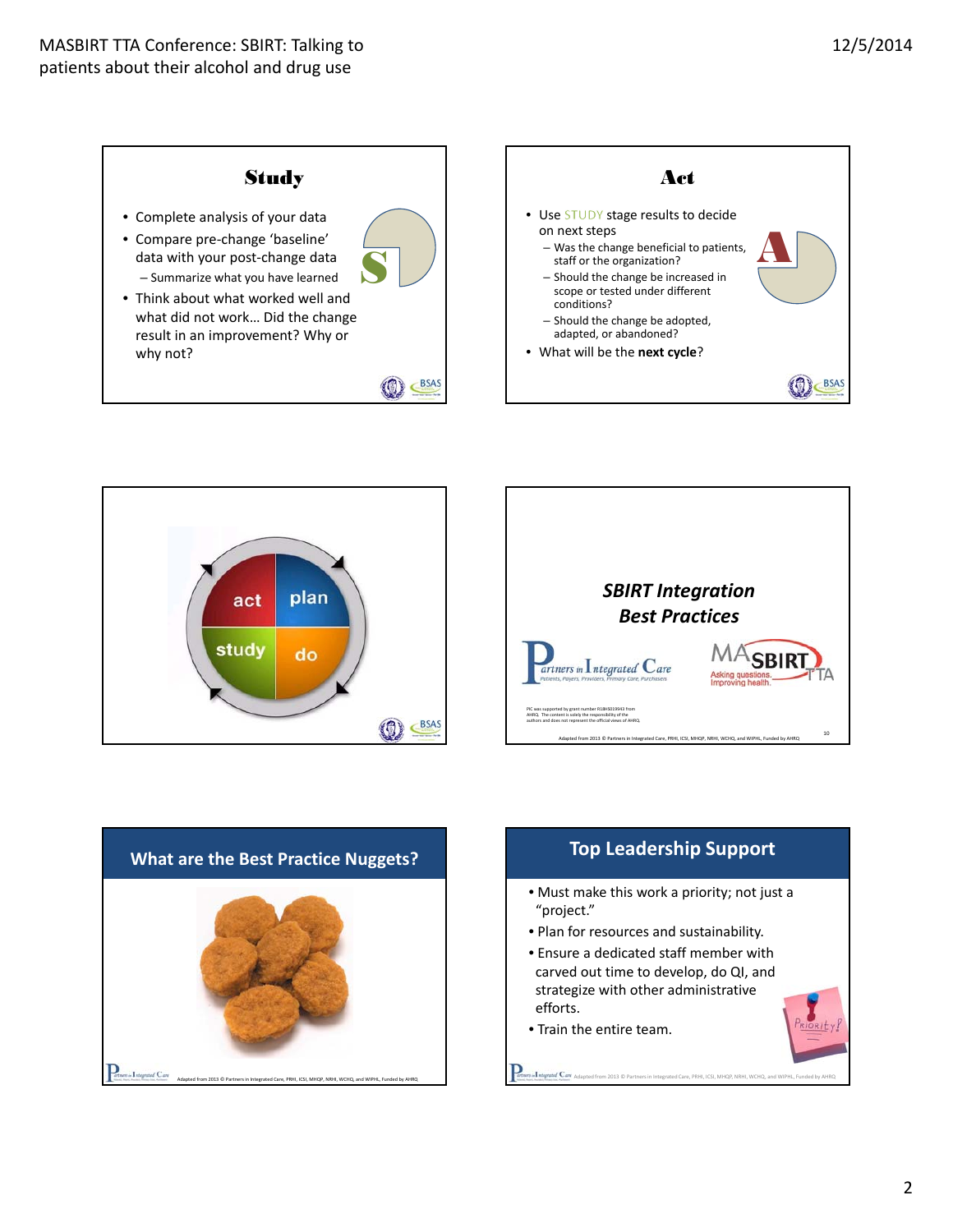## Study

- Complete analysis of your data
- Compare pre-change 'baseline' data with your post-change data
  - Summarize what you have learned
- Think about what worked well and what did not work… Did the change result in an improvement? Why or why not?

## Act

- Use STUDY stage results to decide on next steps
  - Was the change beneficial to patients, staff or the organization?
  - Should the change be increased in scope or tested under different conditions?
  - Should the change be adopted, adapted, or abandoned?
- What will be the **next cycle**?

act plan study do

## *SBIRT Integration Best Practices*

Partners in Integrated Care — Patients, Payers, Providers, Primary Care, Purchasers

MASBIRT TTA — Asking questions. Improving health.

PIC was supported by grant number R18HS019943 from AHRQ. The content is solely the responsibility of the authors and does not represent the official views of AHRQ.

Adapted from 2013 © Partners in Integrated Care, PRHI, ICSI, MHQP, NRHI, WCHQ, and WIPHL, Funded by AHRQ

## What are the Best Practice Nuggets?

Adapted from 2013 © Partners in Integrated Care, PRHI, ICSI, MHQP, NRHI, WCHQ, and WIPHL, Funded by AHRQ

## Top Leadership Support

- Must make this work a priority; not just a "project."
- Plan for resources and sustainability.
- Ensure a dedicated staff member with carved out time to develop, do QI, and strategize with other administrative efforts.
- Train the entire team.

Priority!

Adapted from 2013 © Partners in Integrated Care, PRHI, ICSI, MHQP, NRHI, WCHQ, and WIPHL, Funded by AHRQ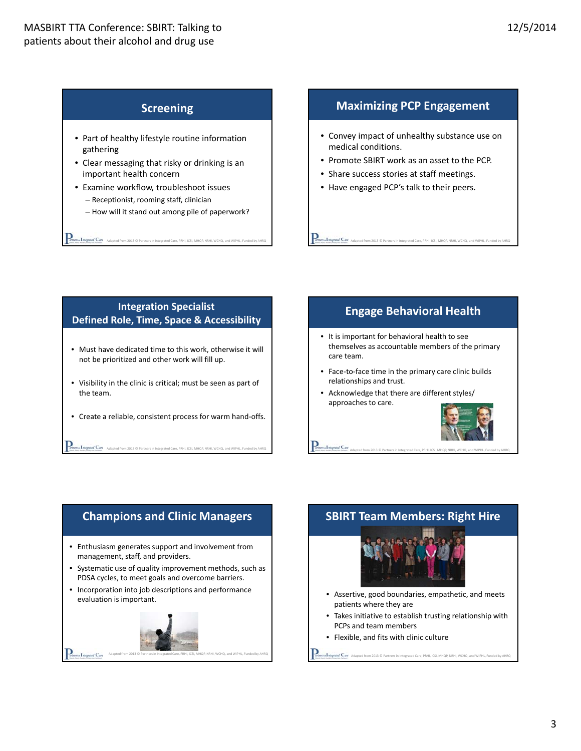## Screening

- Part of healthy lifestyle routine information gathering
- Clear messaging that risky or drinking is an important health concern
- Examine workflow, troubleshoot issues
  - Receptionist, rooming staff, clinician
  - How will it stand out among pile of paperwork?

Adapted from 2013 © Partners in Integrated Care, PRHI, ICSI, MHQP, NRHI, WCHQ, and WIPHL, Funded by AHRQ

## Maximizing PCP Engagement

- Convey impact of unhealthy substance use on medical conditions.
- Promote SBIRT work as an asset to the PCP.
- Share success stories at staff meetings.
- Have engaged PCP's talk to their peers.

Adapted from 2013 © Partners in Integrated Care, PRHI, ICSI, MHQP, NRHI, WCHQ, and WIPHL, Funded by AHRQ

## Integration Specialist Defined Role, Time, Space & Accessibility

- Must have dedicated time to this work, otherwise it will not be prioritized and other work will fill up.
- Visibility in the clinic is critical; must be seen as part of the team.
- Create a reliable, consistent process for warm hand-offs.

Adapted from 2013 © Partners in Integrated Care, PRHI, ICSI, MHQP, NRHI, WCHQ, and WIPHL, Funded by AHRQ

## Engage Behavioral Health

- It is important for behavioral health to see themselves as accountable members of the primary care team.
- Face-to-face time in the primary care clinic builds relationships and trust.
- Acknowledge that there are different styles/ approaches to care.

Adapted from 2013 © Partners in Integrated Care, PRHI, ICSI, MHQP, NRHI, WCHQ, and WIPHL, Funded by AHRQ

## Champions and Clinic Managers

- Enthusiasm generates support and involvement from management, staff, and providers.
- Systematic use of quality improvement methods, such as PDSA cycles, to meet goals and overcome barriers.
- Incorporation into job descriptions and performance evaluation is important.

Adapted from 2013 © Partners in Integrated Care, PRHI, ICSI, MHQP, NRHI, WCHQ, and WIPHL, Funded by AHRQ

## SBIRT Team Members: Right Hire

- Assertive, good boundaries, empathetic, and meets patients where they are
- Takes initiative to establish trusting relationship with PCPs and team members
- Flexible, and fits with clinic culture

Adapted from 2013 © Partners in Integrated Care, PRHI, ICSI, MHQP, NRHI, WCHQ, and WIPHL, Funded by AHRQ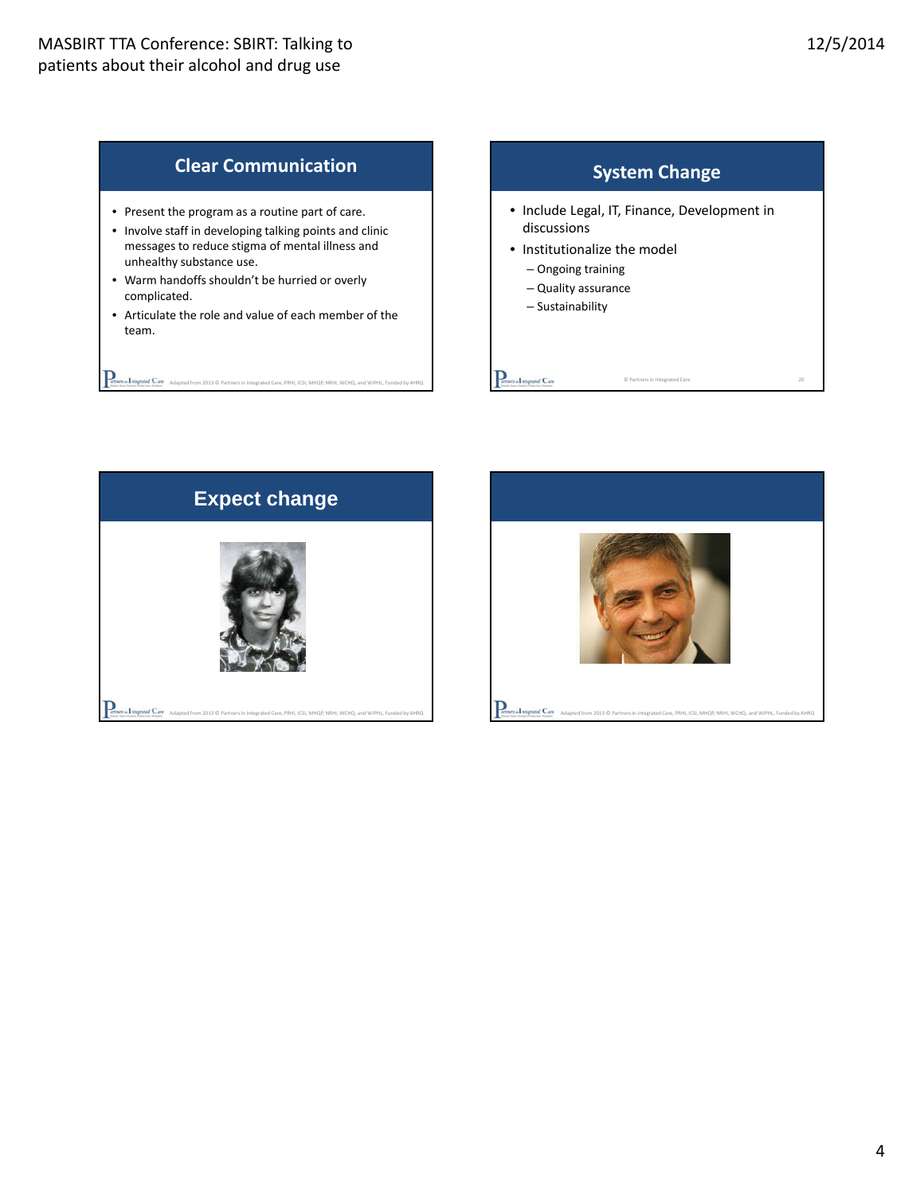## Clear Communication

- Present the program as a routine part of care.
- Involve staff in developing talking points and clinic messages to reduce stigma of mental illness and unhealthy substance use.
- Warm handoffs shouldn't be hurried or overly complicated.
- Articulate the role and value of each member of the team.

Adapted from 2013 © Partners in Integrated Care, PRHI, ICSI, MHQP, NRHI, WCHQ, and WIPHL. Funded by AHRQ

## System Change

- Include Legal, IT, Finance, Development in discussions
- Institutionalize the model
  - Ongoing training
  - Quality assurance
  - Sustainability

© Partners in Integrated Care

## Expect change

Adapted from 2013 © Partners in Integrated Care, PRHI, ICSI, MHQP, NRHI, WCHQ, and WIPHL. Funded by AHRQ

Adapted from 2013 © Partners in Integrated Care, PRHI, ICSI, MHQP, NRHI, WCHQ, and WIPHL. Funded by AHRQ